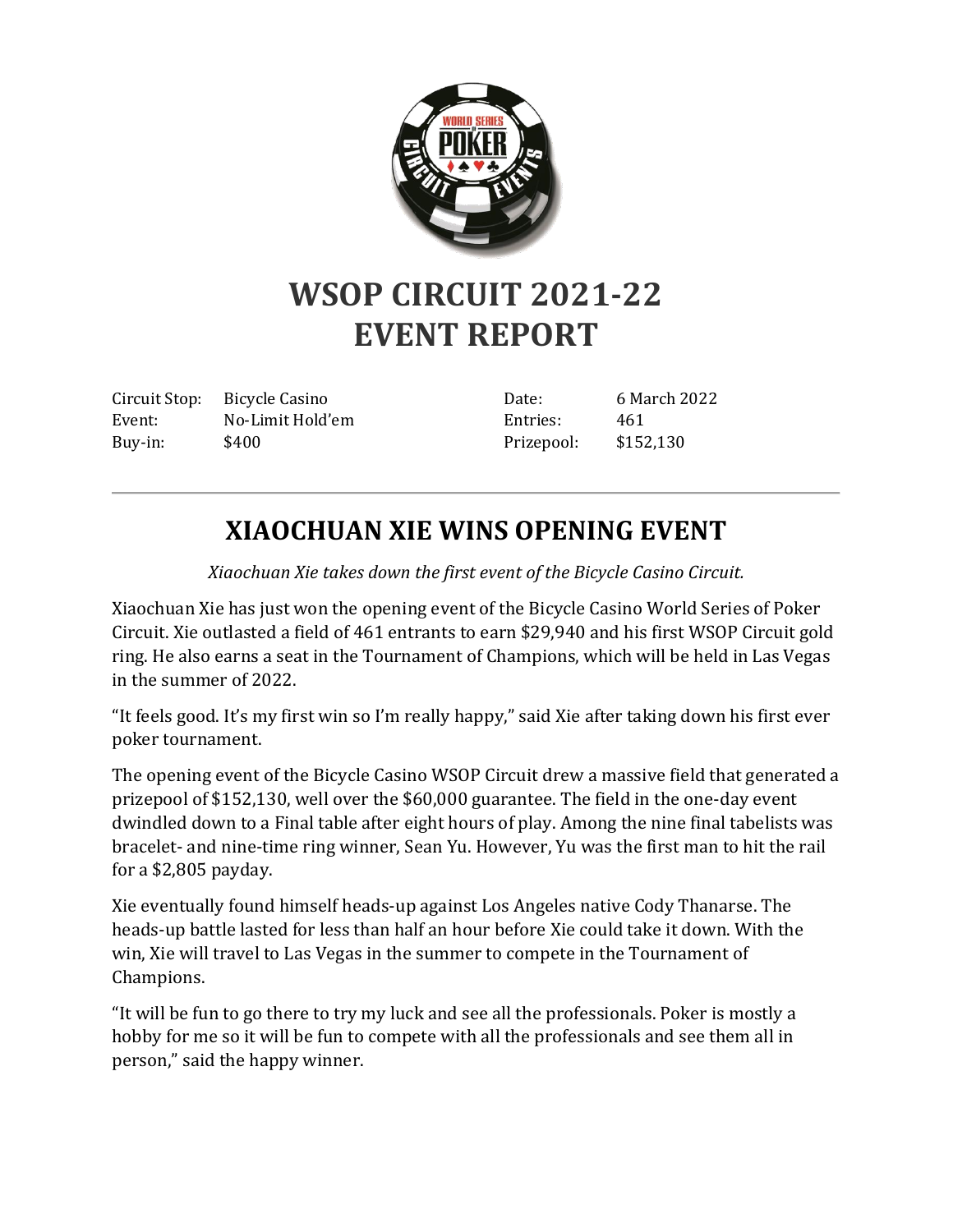# WSOP CIRCUIT 2021-22
# EVENT REPORT

| | | | |
|---|---|---|---|
| Circuit Stop: | Bicycle Casino | Date: | 6 March 2022 |
| Event: | No-Limit Hold'em | Entries: | 461 |
| Buy-in: | $400 | Prizepool: | $152,130 |

---

## XIAOCHUAN XIE WINS OPENING EVENT

*Xiaochuan Xie takes down the first event of the Bicycle Casino Circuit.*

Xiaochuan Xie has just won the opening event of the Bicycle Casino World Series of Poker Circuit. Xie outlasted a field of 461 entrants to earn $29,940 and his first WSOP Circuit gold ring. He also earns a seat in the Tournament of Champions, which will be held in Las Vegas in the summer of 2022.

"It feels good. It's my first win so I'm really happy," said Xie after taking down his first ever poker tournament.

The opening event of the Bicycle Casino WSOP Circuit drew a massive field that generated a prizepool of $152,130, well over the $60,000 guarantee. The field in the one-day event dwindled down to a Final table after eight hours of play. Among the nine final tabelists was bracelet- and nine-time ring winner, Sean Yu. However, Yu was the first man to hit the rail for a $2,805 payday.

Xie eventually found himself heads-up against Los Angeles native Cody Thanarse. The heads-up battle lasted for less than half an hour before Xie could take it down. With the win, Xie will travel to Las Vegas in the summer to compete in the Tournament of Champions.

"It will be fun to go there to try my luck and see all the professionals. Poker is mostly a hobby for me so it will be fun to compete with all the professionals and see them all in person," said the happy winner.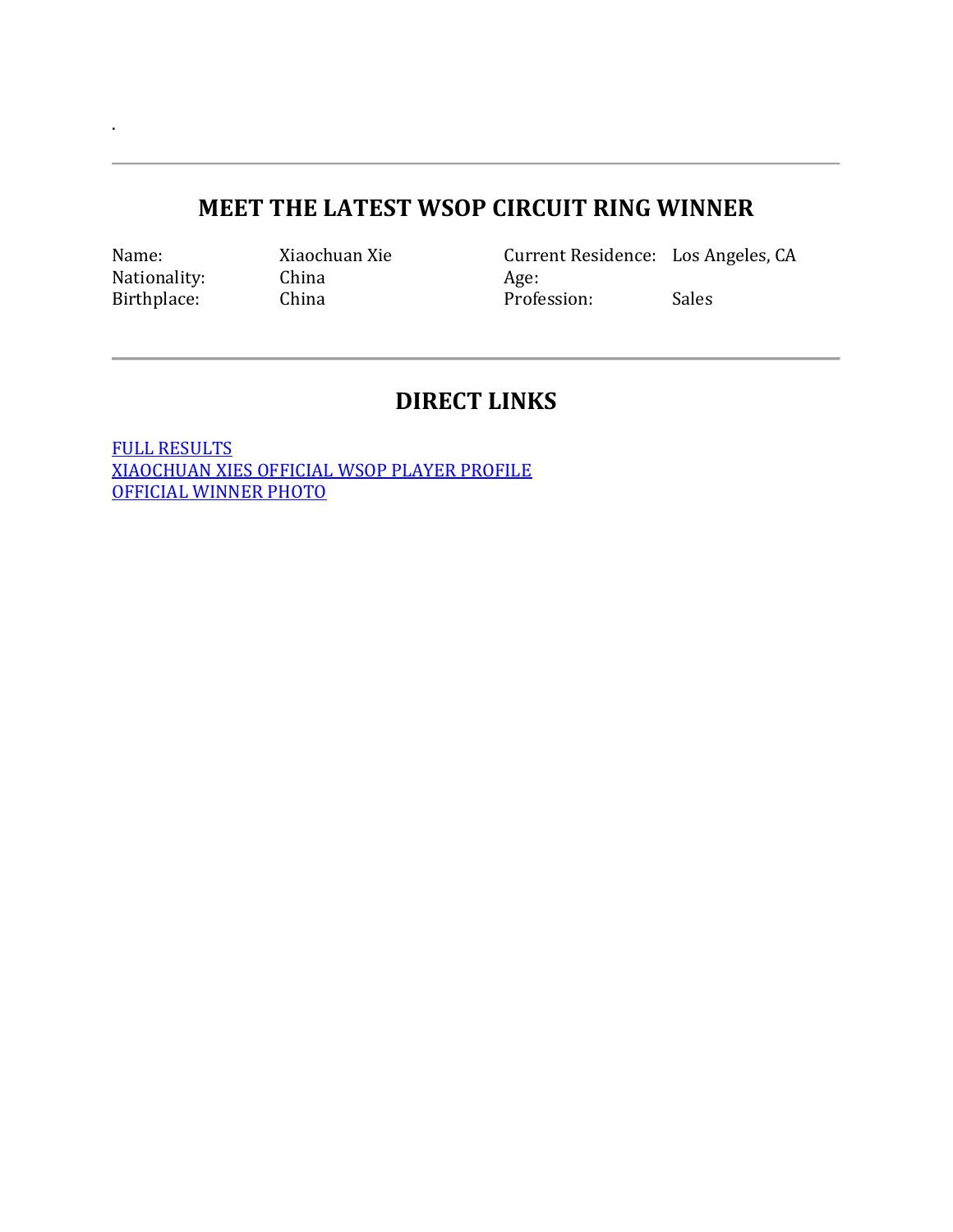.

## MEET THE LATEST WSOP CIRCUIT RING WINNER

| | | | |
|---|---|---|---|
| Name: | Xiaochuan Xie | Current Residence: | Los Angeles, CA |
| Nationality: | China | Age: | |
| Birthplace: | China | Profession: | Sales |

## DIRECT LINKS

FULL RESULTS
XIAOCHUAN XIES OFFICIAL WSOP PLAYER PROFILE
OFFICIAL WINNER PHOTO